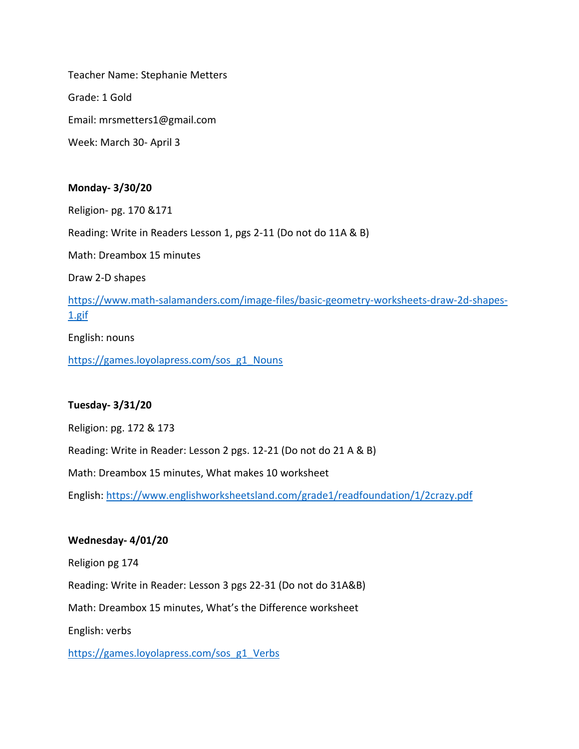Teacher Name: Stephanie Metters

Grade: 1 Gold

Email: mrsmetters1@gmail.com

Week: March 30- April 3

**Monday- 3/30/20**

Religion- pg. 170 &171

Reading: Write in Readers Lesson 1, pgs 2-11 (Do not do 11A & B)

Math: Dreambox 15 minutes

Draw 2-D shapes

https://www.math-salamanders.com/image-files/basic-geometry-worksheets-draw-2d-shapes-1.gif

English: nouns

https://games.loyolapress.com/sos_g1_Nouns

**Tuesday- 3/31/20**

Religion: pg. 172 & 173

Reading: Write in Reader: Lesson 2 pgs. 12-21 (Do not do 21 A & B)

Math: Dreambox 15 minutes, What makes 10 worksheet

English: https://www.englishworksheetsland.com/grade1/readfoundation/1/2crazy.pdf

**Wednesday- 4/01/20**

Religion pg 174

Reading: Write in Reader: Lesson 3 pgs 22-31 (Do not do 31A&B)

Math: Dreambox 15 minutes, What's the Difference worksheet

English: verbs

https://games.loyolapress.com/sos_g1_Verbs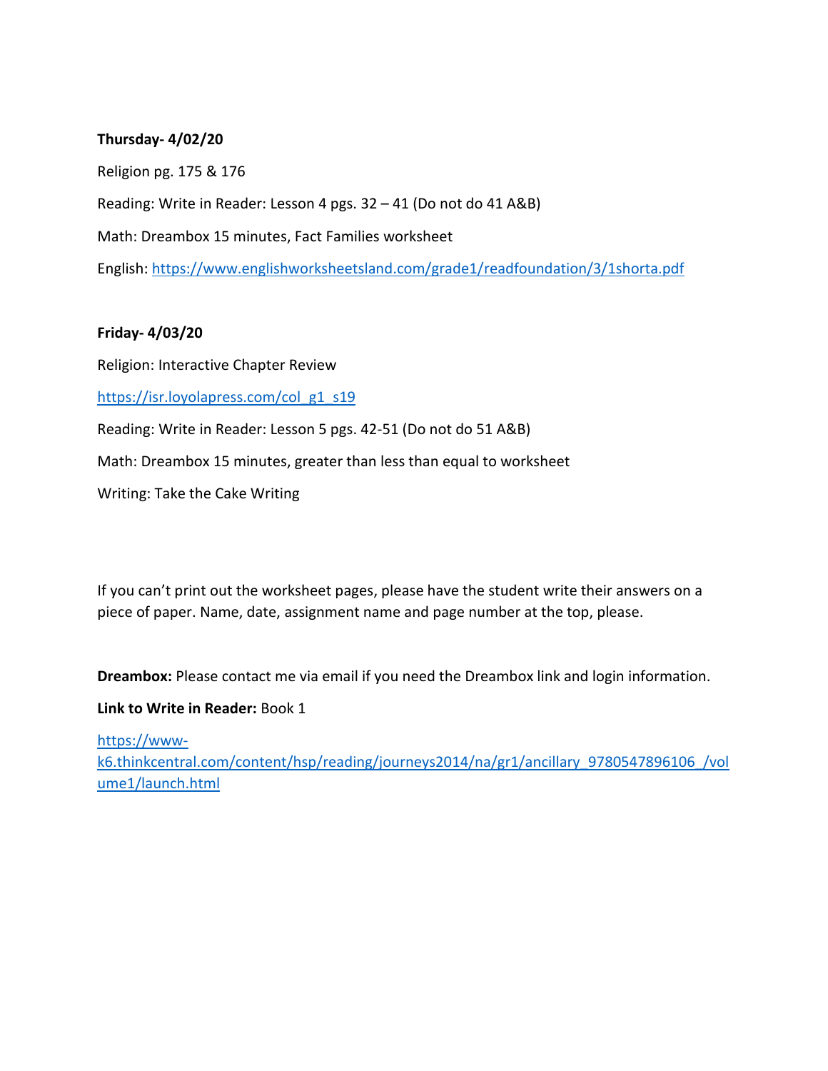**Thursday- 4/02/20**

Religion pg. 175 & 176

Reading: Write in Reader: Lesson 4 pgs. 32 – 41 (Do not do 41 A&B)

Math: Dreambox 15 minutes, Fact Families worksheet

English: [https://www.englishworksheetsland.com/grade1/readfoundation/3/1shorta.pdf](https://www.englishworksheetsland.com/grade1/readfoundation/3/1shorta.pdf)

**Friday- 4/03/20**

Religion: Interactive Chapter Review

[https://isr.loyolapress.com/col_g1_s19](https://isr.loyolapress.com/col_g1_s19)

Reading: Write in Reader: Lesson 5 pgs. 42-51 (Do not do 51 A&B)

Math: Dreambox 15 minutes, greater than less than equal to worksheet

Writing: Take the Cake Writing

If you can't print out the worksheet pages, please have the student write their answers on a piece of paper. Name, date, assignment name and page number at the top, please.

**Dreambox:** Please contact me via email if you need the Dreambox link and login information.

**Link to Write in Reader:** Book 1

[https://www-k6.thinkcentral.com/content/hsp/reading/journeys2014/na/gr1/ancillary_9780547896106_/volume1/launch.html](https://www-k6.thinkcentral.com/content/hsp/reading/journeys2014/na/gr1/ancillary_9780547896106_/volume1/launch.html)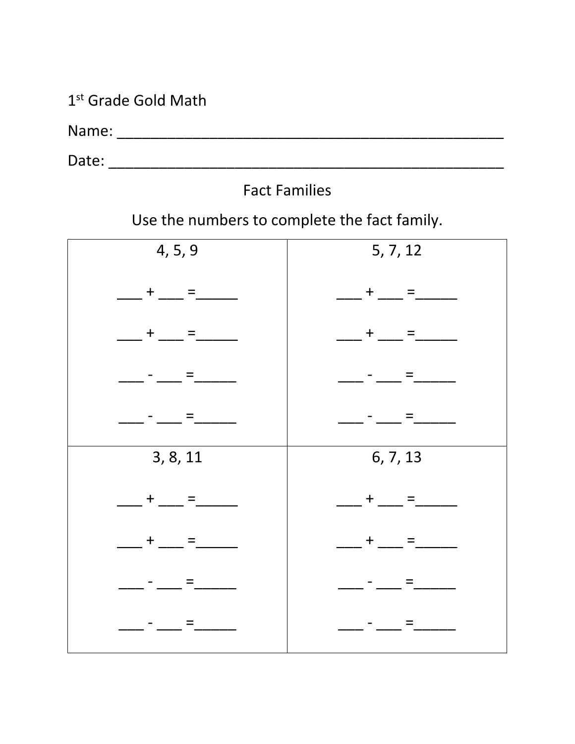1st Grade Gold Math

Name: ______________________________________________

Date: ______________________________________________

Fact Families

Use the numbers to complete the fact family.

| 4, 5, 9 | 5, 7, 12 |
|---|---|
| ___ + ___ =_____ | ___ + ___ =_____ |
| ___ + ___ =_____ | ___ + ___ =_____ |
| ___ - ___ =_____ | ___ - ___ =_____ |
| ___ - ___ =_____ | ___ - ___ =_____ |
| **3, 8, 11** | **6, 7, 13** |
| ___ + ___ =_____ | ___ + ___ =_____ |
| ___ + ___ =_____ | ___ + ___ =_____ |
| ___ - ___ =_____ | ___ - ___ =_____ |
| ___ - ___ =_____ | ___ - ___ =_____ |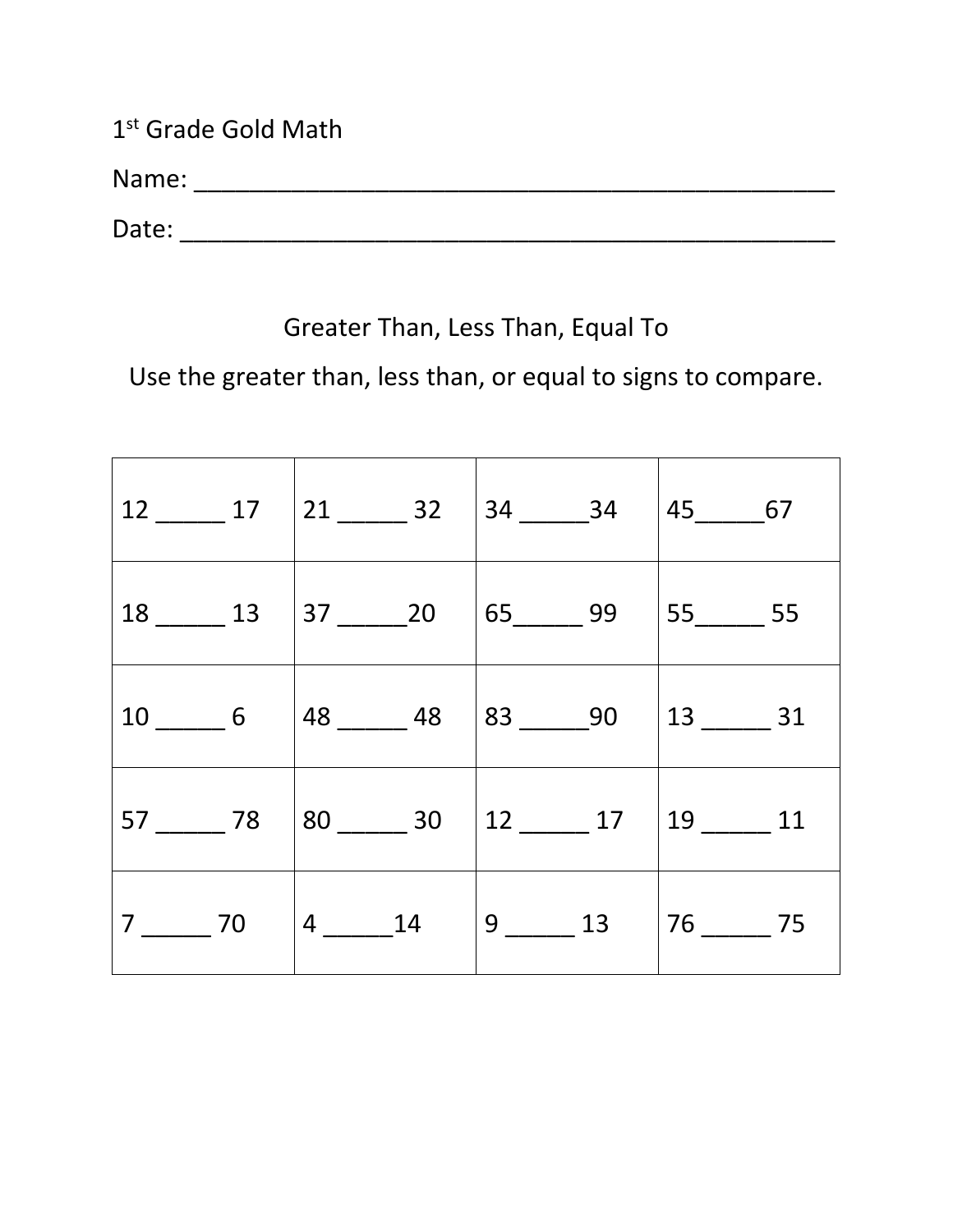1st Grade Gold Math

Name: ______________________________________________

Date: ______________________________________________

## Greater Than, Less Than, Equal To

Use the greater than, less than, or equal to signs to compare.

| | | | |
|---|---|---|---|
| 12 _____ 17 | 21 _____ 32 | 34 _____34 | 45_____67 |
| 18 _____ 13 | 37 _____20 | 65_____ 99 | 55_____ 55 |
| 10 _____ 6 | 48 _____ 48 | 83 _____90 | 13 _____ 31 |
| 57 _____ 78 | 80 _____ 30 | 12 _____ 17 | 19 _____ 11 |
| 7 _____ 70 | 4 _____14 | 9 _____ 13 | 76 _____ 75 |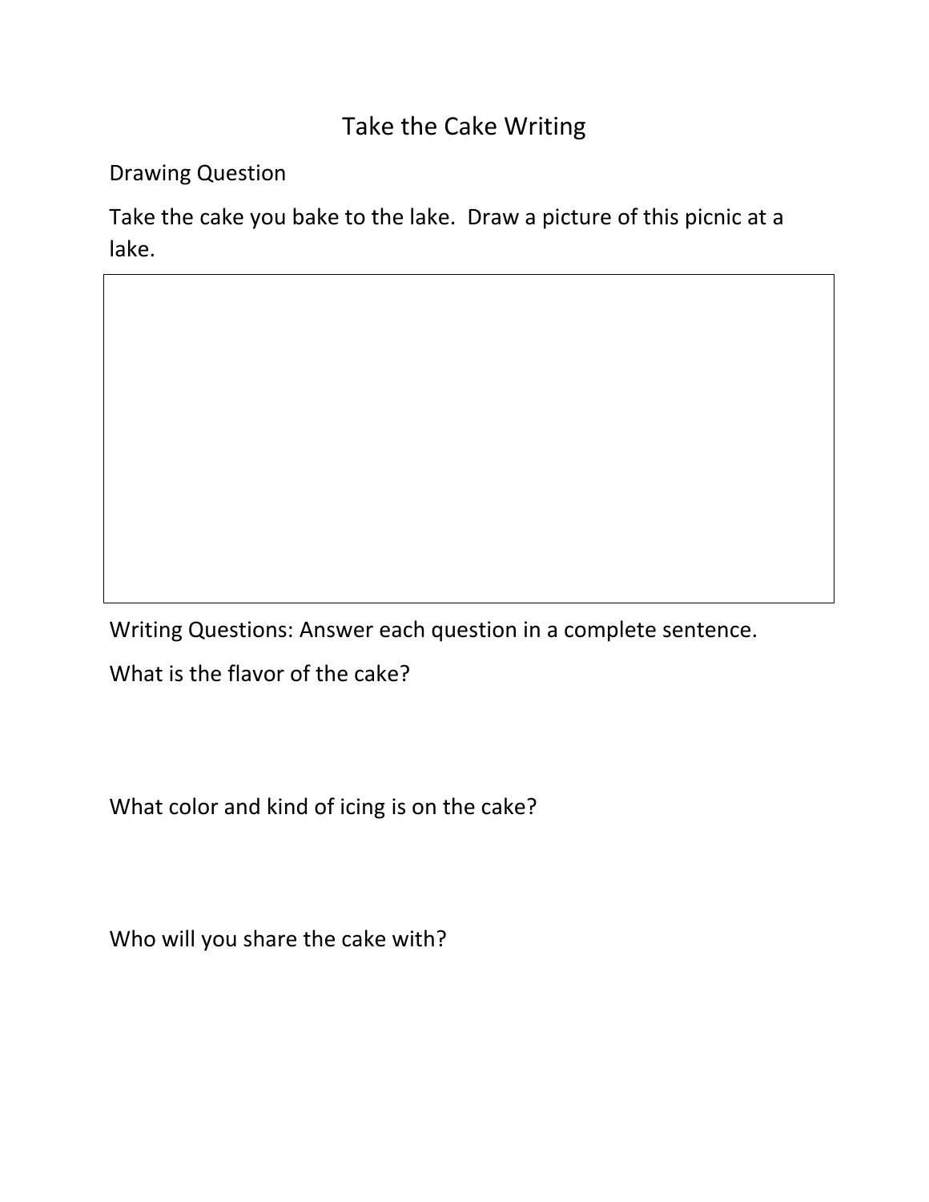# Take the Cake Writing

Drawing Question

Take the cake you bake to the lake. Draw a picture of this picnic at a lake.

Writing Questions: Answer each question in a complete sentence.

What is the flavor of the cake?

What color and kind of icing is on the cake?

Who will you share the cake with?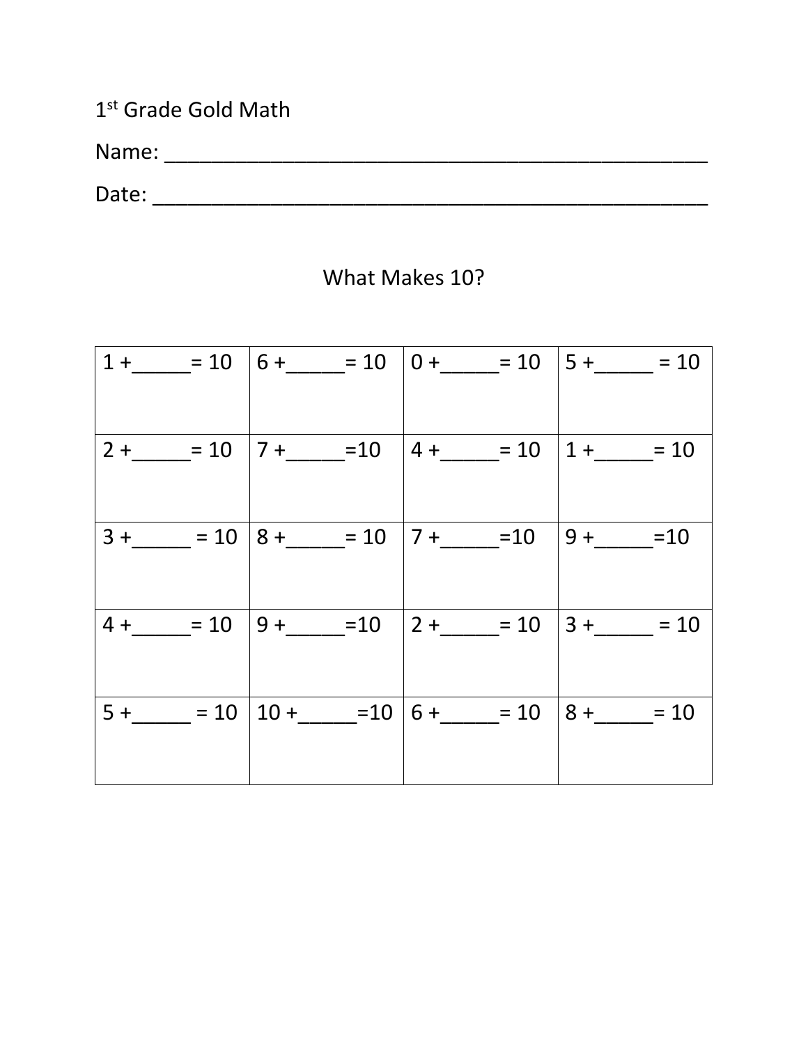1st Grade Gold Math

Name: ________________________________________________

Date: ________________________________________________

## What Makes 10?

| | | | |
|---|---|---|---|
| 1 +_____= 10 | 6 +_____= 10 | 0 +_____= 10 | 5 +_____ = 10 |
| 2 +_____= 10 | 7 +_____=10 | 4 +_____= 10 | 1 +_____= 10 |
| 3 +_____ = 10 | 8 +_____= 10 | 7 +_____=10 | 9 +_____=10 |
| 4 +_____= 10 | 9 +_____=10 | 2 +_____= 10 | 3 +_____ = 10 |
| 5 +_____ = 10 | 10 +_____=10 | 6 +_____= 10 | 8 +_____= 10 |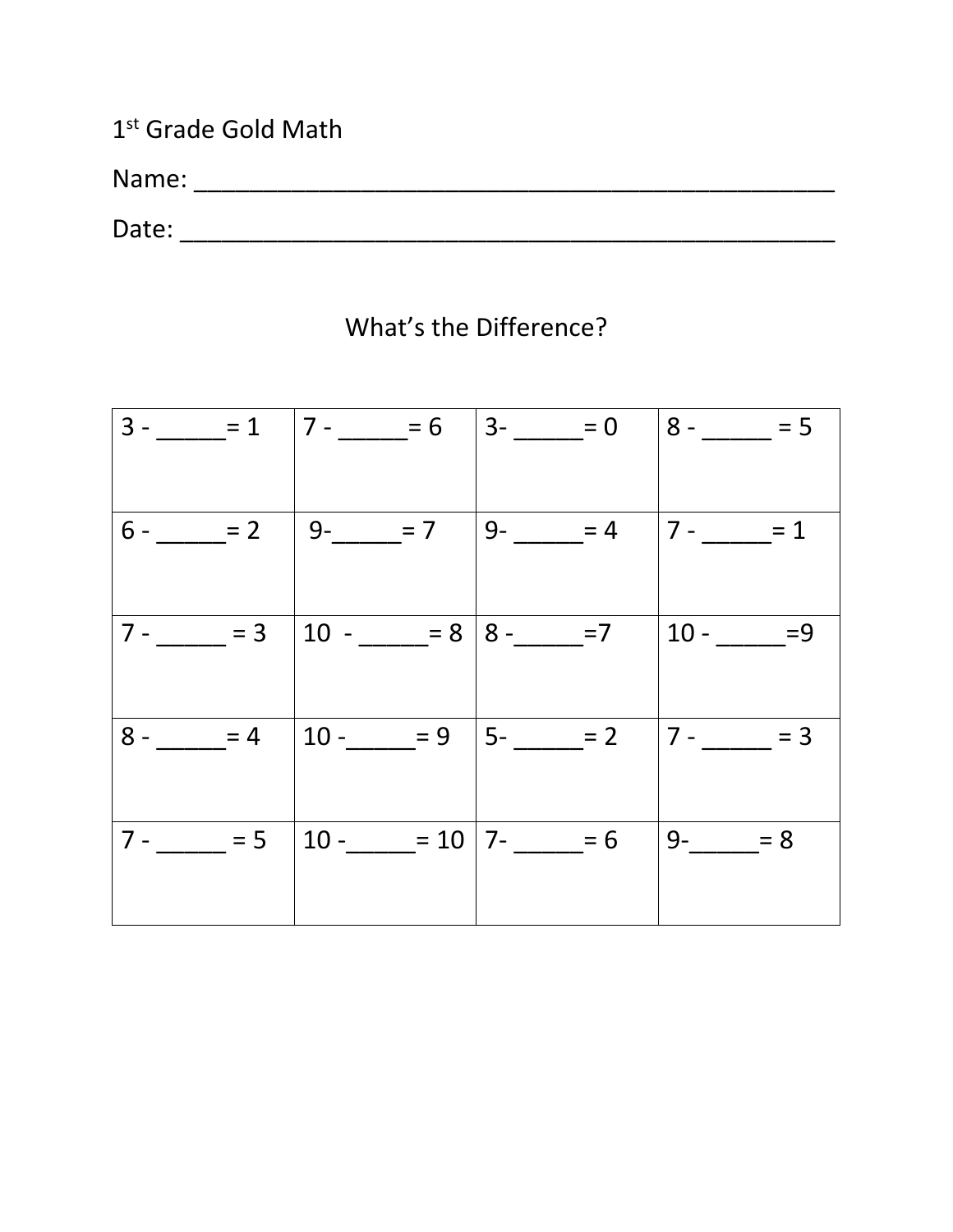1st Grade Gold Math

Name: ___________________________________________________

Date: ____________________________________________________

What's the Difference?

| | | | |
|---|---|---|---|
| 3 - _____= 1 | 7 - _____= 6 | 3- _____= 0 | 8 - _____ = 5 |
| 6 - _____= 2 | 9-_____= 7 | 9- _____= 4 | 7 - _____= 1 |
| 7 - _____ = 3 | 10 - _____= 8 | 8 -_____=7 | 10 - _____=9 |
| 8 - _____= 4 | 10 -_____= 9 | 5- _____= 2 | 7 - _____ = 3 |
| 7 - _____ = 5 | 10 -_____= 10 | 7- _____= 6 | 9-_____= 8 |